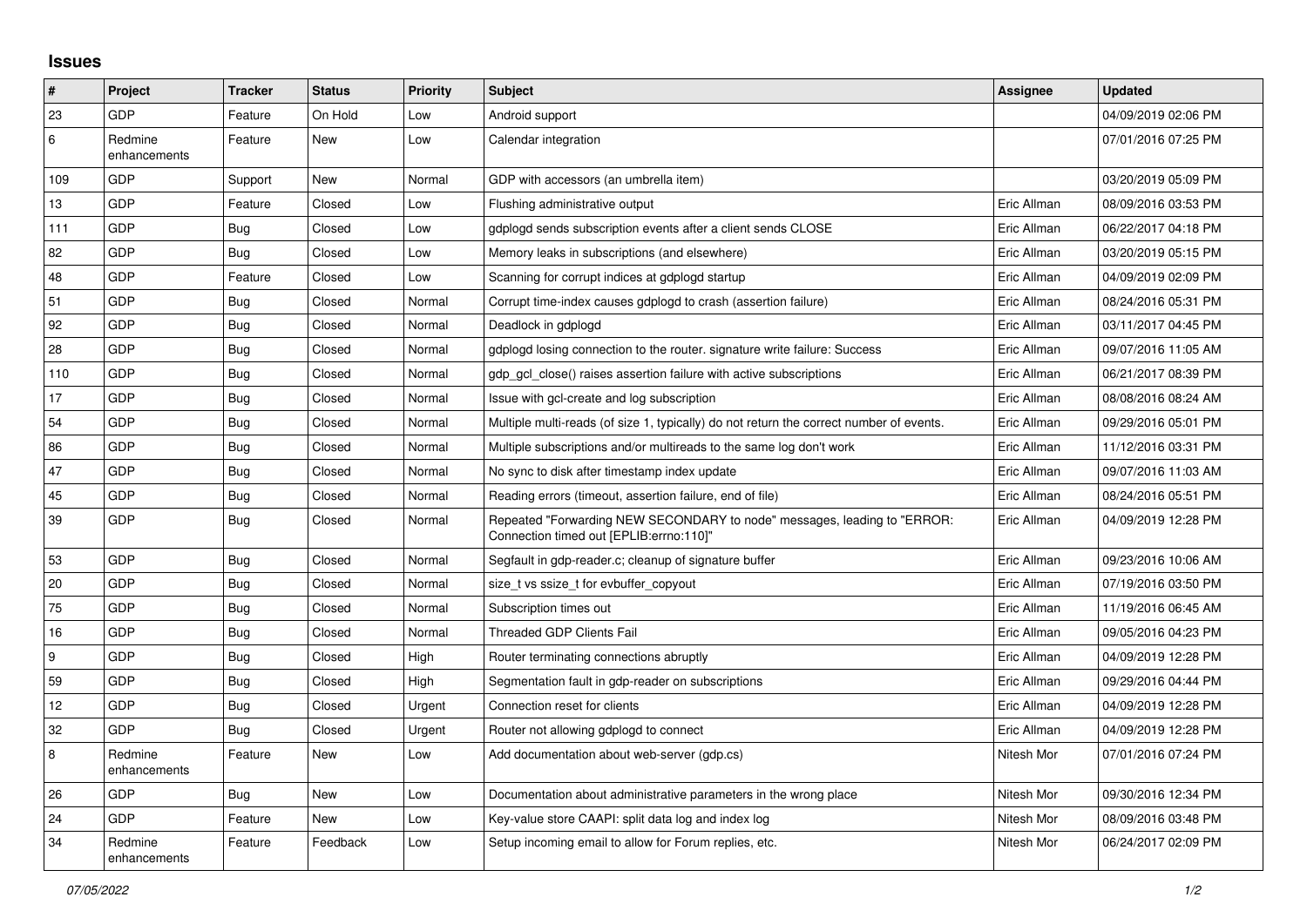## Issues

| # | Project | Tracker | Status | Priority | Subject | Assignee | Updated |
|---|---|---|---|---|---|---|---|
| 23 | GDP | Feature | On Hold | Low | Android support | | 04/09/2019 02:06 PM |
| 6 | Redmine enhancements | Feature | New | Low | Calendar integration | | 07/01/2016 07:25 PM |
| 109 | GDP | Support | New | Normal | GDP with accessors (an umbrella item) | | 03/20/2019 05:09 PM |
| 13 | GDP | Feature | Closed | Low | Flushing administrative output | Eric Allman | 08/09/2016 03:53 PM |
| 111 | GDP | Bug | Closed | Low | gdplogd sends subscription events after a client sends CLOSE | Eric Allman | 06/22/2017 04:18 PM |
| 82 | GDP | Bug | Closed | Low | Memory leaks in subscriptions (and elsewhere) | Eric Allman | 03/20/2019 05:15 PM |
| 48 | GDP | Feature | Closed | Low | Scanning for corrupt indices at gdplogd startup | Eric Allman | 04/09/2019 02:09 PM |
| 51 | GDP | Bug | Closed | Normal | Corrupt time-index causes gdplogd to crash (assertion failure) | Eric Allman | 08/24/2016 05:31 PM |
| 92 | GDP | Bug | Closed | Normal | Deadlock in gdplogd | Eric Allman | 03/11/2017 04:45 PM |
| 28 | GDP | Bug | Closed | Normal | gdplogd losing connection to the router. signature write failure: Success | Eric Allman | 09/07/2016 11:05 AM |
| 110 | GDP | Bug | Closed | Normal | gdp_gcl_close() raises assertion failure with active subscriptions | Eric Allman | 06/21/2017 08:39 PM |
| 17 | GDP | Bug | Closed | Normal | Issue with gcl-create and log subscription | Eric Allman | 08/08/2016 08:24 AM |
| 54 | GDP | Bug | Closed | Normal | Multiple multi-reads (of size 1, typically) do not return the correct number of events. | Eric Allman | 09/29/2016 05:01 PM |
| 86 | GDP | Bug | Closed | Normal | Multiple subscriptions and/or multireads to the same log don't work | Eric Allman | 11/12/2016 03:31 PM |
| 47 | GDP | Bug | Closed | Normal | No sync to disk after timestamp index update | Eric Allman | 09/07/2016 11:03 AM |
| 45 | GDP | Bug | Closed | Normal | Reading errors (timeout, assertion failure, end of file) | Eric Allman | 08/24/2016 05:51 PM |
| 39 | GDP | Bug | Closed | Normal | Repeated "Forwarding NEW SECONDARY to node" messages, leading to "ERROR: Connection timed out [EPLIB:errno:110]" | Eric Allman | 04/09/2019 12:28 PM |
| 53 | GDP | Bug | Closed | Normal | Segfault in gdp-reader.c; cleanup of signature buffer | Eric Allman | 09/23/2016 10:06 AM |
| 20 | GDP | Bug | Closed | Normal | size_t vs ssize_t for evbuffer_copyout | Eric Allman | 07/19/2016 03:50 PM |
| 75 | GDP | Bug | Closed | Normal | Subscription times out | Eric Allman | 11/19/2016 06:45 AM |
| 16 | GDP | Bug | Closed | Normal | Threaded GDP Clients Fail | Eric Allman | 09/05/2016 04:23 PM |
| 9 | GDP | Bug | Closed | High | Router terminating connections abruptly | Eric Allman | 04/09/2019 12:28 PM |
| 59 | GDP | Bug | Closed | High | Segmentation fault in gdp-reader on subscriptions | Eric Allman | 09/29/2016 04:44 PM |
| 12 | GDP | Bug | Closed | Urgent | Connection reset for clients | Eric Allman | 04/09/2019 12:28 PM |
| 32 | GDP | Bug | Closed | Urgent | Router not allowing gdplogd to connect | Eric Allman | 04/09/2019 12:28 PM |
| 8 | Redmine enhancements | Feature | New | Low | Add documentation about web-server (gdp.cs) | Nitesh Mor | 07/01/2016 07:24 PM |
| 26 | GDP | Bug | New | Low | Documentation about administrative parameters in the wrong place | Nitesh Mor | 09/30/2016 12:34 PM |
| 24 | GDP | Feature | New | Low | Key-value store CAAPI: split data log and index log | Nitesh Mor | 08/09/2016 03:48 PM |
| 34 | Redmine enhancements | Feature | Feedback | Low | Setup incoming email to allow for Forum replies, etc. | Nitesh Mor | 06/24/2017 02:09 PM |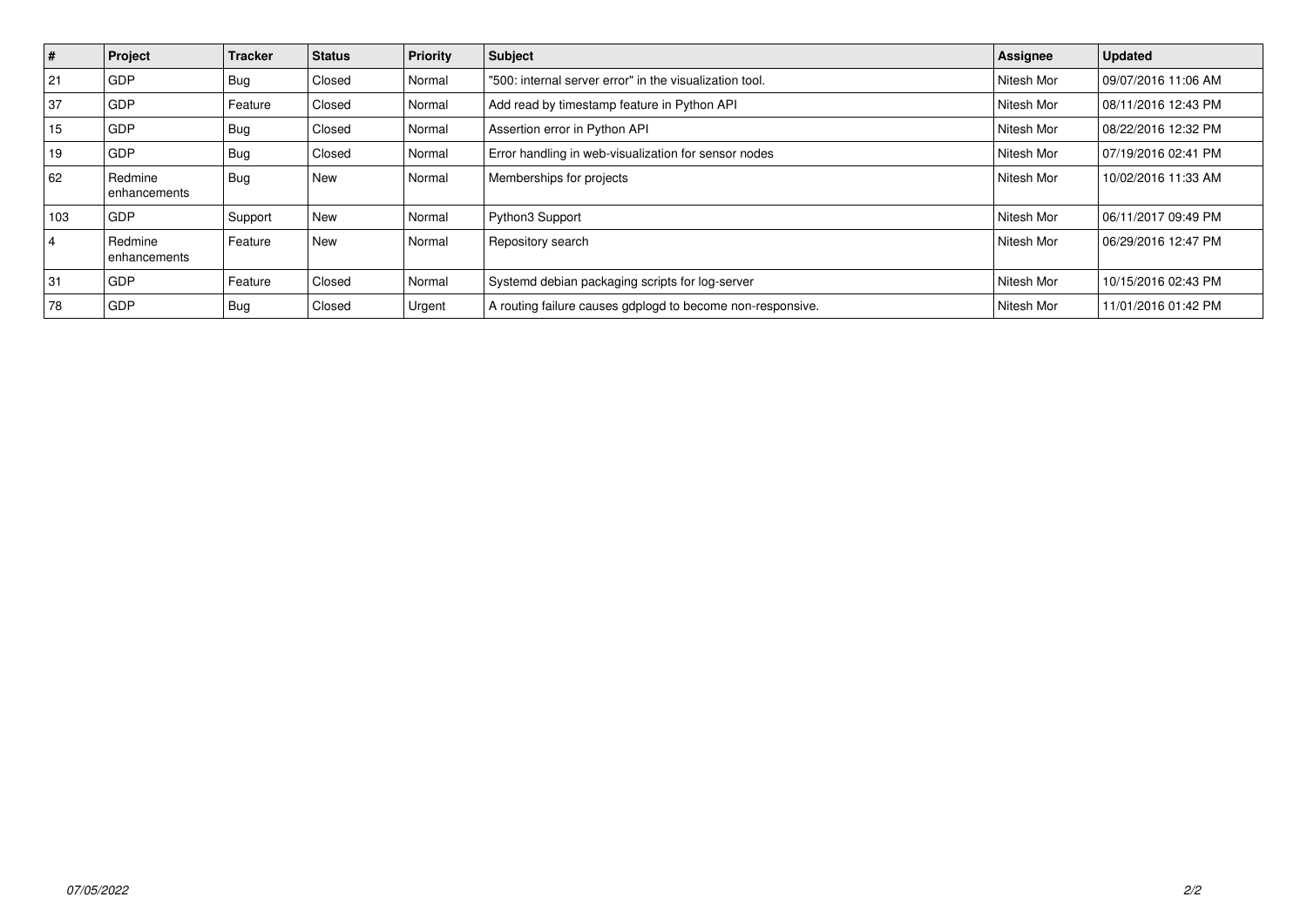| # | Project | Tracker | Status | Priority | Subject | Assignee | Updated |
|---|---|---|---|---|---|---|---|
| 21 | GDP | Bug | Closed | Normal | "500: internal server error" in the visualization tool. | Nitesh Mor | 09/07/2016 11:06 AM |
| 37 | GDP | Feature | Closed | Normal | Add read by timestamp feature in Python API | Nitesh Mor | 08/11/2016 12:43 PM |
| 15 | GDP | Bug | Closed | Normal | Assertion error in Python API | Nitesh Mor | 08/22/2016 12:32 PM |
| 19 | GDP | Bug | Closed | Normal | Error handling in web-visualization for sensor nodes | Nitesh Mor | 07/19/2016 02:41 PM |
| 62 | Redmine enhancements | Bug | New | Normal | Memberships for projects | Nitesh Mor | 10/02/2016 11:33 AM |
| 103 | GDP | Support | New | Normal | Python3 Support | Nitesh Mor | 06/11/2017 09:49 PM |
| 4 | Redmine enhancements | Feature | New | Normal | Repository search | Nitesh Mor | 06/29/2016 12:47 PM |
| 31 | GDP | Feature | Closed | Normal | Systemd debian packaging scripts for log-server | Nitesh Mor | 10/15/2016 02:43 PM |
| 78 | GDP | Bug | Closed | Urgent | A routing failure causes gdplogd to become non-responsive. | Nitesh Mor | 11/01/2016 01:42 PM |

*07/05/2022*